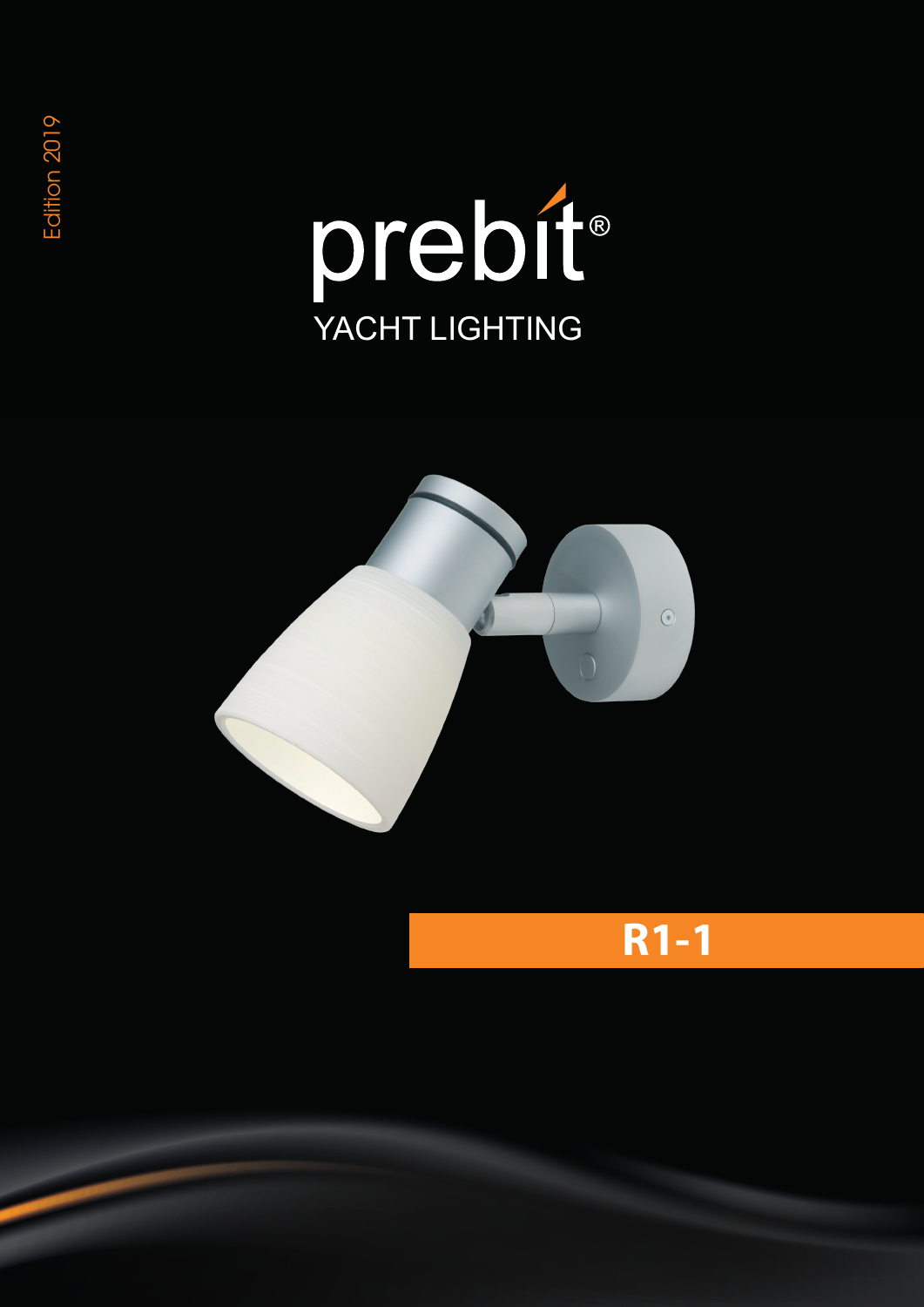Edition 2019

# prebit®

YACHT LIGHTING

## R1-1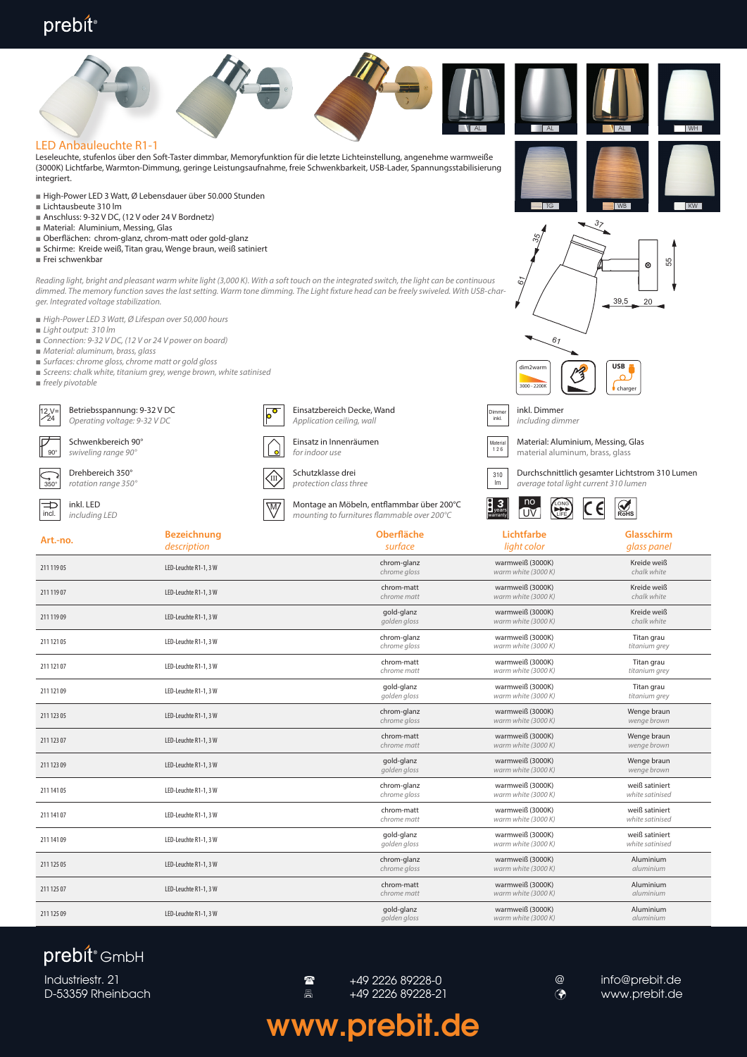## LED Anbauleuchte R1-1

Leseleuchte, stufenlos über den Soft-Taster dimmbar, Memoryfunktion für die letzte Lichteinstellung, angenehme warmweiße (3000K) Lichtfarbe, Warmton-Dimmung, geringe Leistungsaufnahme, freie Schwenkbarkeit, USB-Lader, Spannungsstabilisierung integriert.

- High-Power LED 3 Watt, Ø Lebensdauer über 50.000 Stunden
- Lichtausbeute 310 lm
- Anschluss: 9-32 V DC, (12 V oder 24 V Bordnetz)
- Material: Aluminium, Messing, Glas
- Oberflächen: chrom-glanz, chrom-matt oder gold-glanz
- Schirme: Kreide weiß, Titan grau, Wenge braun, weiß satiniert
- Frei schwenkbar

*Reading light, bright and pleasant warm white light (3,000 K). With a soft touch on the integrated switch, the light can be continuous dimmed. The memory function saves the last setting. Warm tone dimming. The Light fixture head can be freely swiveled. With USB-charger. Integrated voltage stabilization.*

- *High-Power LED 3 Watt, Ø Lifespan over 50,000 hours*
- *Light output: 310 lm*
- *Connection: 9-32 V DC, (12 V or 24 V power on board)*
- *Material: aluminum, brass, glass*
- *Surfaces: chrome gloss, chrome matt or gold gloss*
- *Screens: chalk white, titanium grey, wenge brown, white satinised*
- *freely pivotable*

AL AL AL WH TG WB KW

37 35 61 55 39,5 20 61

dim2warm 3000 - 2200K
USB charger

- Betriebsspannung: 9-32 V DC — *Operating voltage: 9-32 V DC*
- Schwenkbereich 90° — *swiveling range 90°*
- Drehbereich 350° — *rotation range 350°*
- inkl. LED — *including LED*
- Einsatzbereich Decke, Wand — *Application ceiling, wall*
- Einsatz in Innenräumen — *for indoor use*
- Schutzklasse drei — *protection class three*
- Montage an Möbeln, entflammbar über 200°C — *mounting to furnitures flammable over 200°C*
- inkl. Dimmer — *including dimmer*
- Material: Aluminium, Messing, Glas — *material aluminum, brass, glass*
- Durchschnittlich gesamter Lichtstrom 310 Lumen — *average total light current 310 lumen*

3 years warranty, no UV, long life, CE, RoHS

| Art.-no. | Bezeichnung *description* | Oberfläche *surface* | Lichtfarbe *light color* | Glasschirm *glass panel* |
|---|---|---|---|---|
| 211 119 05 | LED-Leuchte R1-1, 3 W | chrom-glanz *chrome gloss* | warmweiß (3000K) *warm white (3000 K)* | Kreide weiß *chalk white* |
| 211 119 07 | LED-Leuchte R1-1, 3 W | chrom-matt *chrome matt* | warmweiß (3000K) *warm white (3000 K)* | Kreide weiß *chalk white* |
| 211 119 09 | LED-Leuchte R1-1, 3 W | gold-glanz *golden gloss* | warmweiß (3000K) *warm white (3000 K)* | Kreide weiß *chalk white* |
| 211 121 05 | LED-Leuchte R1-1, 3 W | chrom-glanz *chrome gloss* | warmweiß (3000K) *warm white (3000 K)* | Titan grau *titanium grey* |
| 211 121 07 | LED-Leuchte R1-1, 3 W | chrom-matt *chrome matt* | warmweiß (3000K) *warm white (3000 K)* | Titan grau *titanium grey* |
| 211 121 09 | LED-Leuchte R1-1, 3 W | gold-glanz *golden gloss* | warmweiß (3000K) *warm white (3000 K)* | Titan grau *titanium grey* |
| 211 123 05 | LED-Leuchte R1-1, 3 W | chrom-glanz *chrome gloss* | warmweiß (3000K) *warm white (3000 K)* | Wenge braun *wenge brown* |
| 211 123 07 | LED-Leuchte R1-1, 3 W | chrom-matt *chrome matt* | warmweiß (3000K) *warm white (3000 K)* | Wenge braun *wenge brown* |
| 211 123 09 | LED-Leuchte R1-1, 3 W | gold-glanz *golden gloss* | warmweiß (3000K) *warm white (3000 K)* | Wenge braun *wenge brown* |
| 211 141 05 | LED-Leuchte R1-1, 3 W | chrom-glanz *chrome gloss* | warmweiß (3000K) *warm white (3000 K)* | weiß satiniert *white satinised* |
| 211 141 07 | LED-Leuchte R1-1, 3 W | chrom-matt *chrome matt* | warmweiß (3000K) *warm white (3000 K)* | weiß satiniert *white satinised* |
| 211 141 09 | LED-Leuchte R1-1, 3 W | gold-glanz *golden gloss* | warmweiß (3000K) *warm white (3000 K)* | weiß satiniert *white satinised* |
| 211 125 05 | LED-Leuchte R1-1, 3 W | chrom-glanz *chrome gloss* | warmweiß (3000K) *warm white (3000 K)* | Aluminium *aluminium* |
| 211 125 07 | LED-Leuchte R1-1, 3 W | chrom-matt *chrome matt* | warmweiß (3000K) *warm white (3000 K)* | Aluminium *aluminium* |
| 211 125 09 | LED-Leuchte R1-1, 3 W | gold-glanz *golden gloss* | warmweiß (3000K) *warm white (3000 K)* | Aluminium *aluminium* |

prebit® GmbH
Industriestr. 21
D-53359 Rheinbach

+49 2226 89228-0
+49 2226 89228-21

info@prebit.de
www.prebit.de

**www.prebit.de**